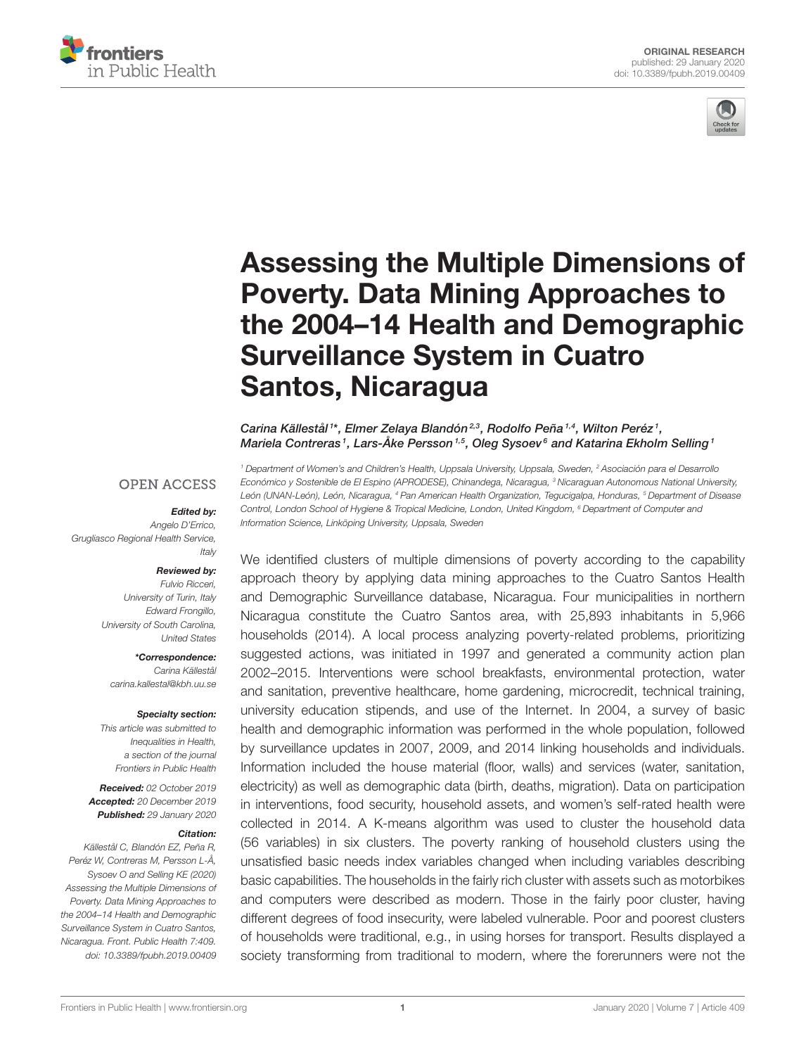ORIGINAL RESEARCH
published: 29 January 2020
doi: 10.3389/fpubh.2019.00409

# Assessing the Multiple Dimensions of Poverty. Data Mining Approaches to the 2004–14 Health and Demographic Surveillance System in Cuatro Santos, Nicaragua

*Carina Källestål[1]\*, Elmer Zelaya Blandón[2,3], Rodolfo Peña[1,4], Wilton Peréz[1], Mariela Contreras[1], Lars-Åke Persson[1,5], Oleg Sysoev[6] and Katarina Ekholm Selling[1]*

[1] Department of Women's and Children's Health, Uppsala University, Uppsala, Sweden, [2] Asociación para el Desarrollo Económico y Sostenible de El Espino (APRODESE), Chinandega, Nicaragua, [3] Nicaraguan Autonomous National University, León (UNAN-León), León, Nicaragua, [4] Pan American Health Organization, Tegucigalpa, Honduras, [5] Department of Disease Control, London School of Hygiene & Tropical Medicine, London, United Kingdom, [6] Department of Computer and Information Science, Linköping University, Uppsala, Sweden

OPEN ACCESS

**Edited by:**
Angelo D'Errico,
Grugliasco Regional Health Service,
Italy

**Reviewed by:**
Fulvio Ricceri,
University of Turin, Italy
Edward Frongillo,
University of South Carolina,
United States

**\*Correspondence:**
Carina Källestål
carina.kallestal@kbh.uu.se

**Specialty section:**
This article was submitted to Inequalities in Health, a section of the journal Frontiers in Public Health

**Received:** 02 October 2019
**Accepted:** 20 December 2019
**Published:** 29 January 2020

**Citation:**
Källestål C, Blandón EZ, Peña R, Peréz W, Contreras M, Persson L-Å, Sysoev O and Selling KE (2020) Assessing the Multiple Dimensions of Poverty. Data Mining Approaches to the 2004–14 Health and Demographic Surveillance System in Cuatro Santos, Nicaragua. Front. Public Health 7:409. doi: 10.3389/fpubh.2019.00409

We identified clusters of multiple dimensions of poverty according to the capability approach theory by applying data mining approaches to the Cuatro Santos Health and Demographic Surveillance database, Nicaragua. Four municipalities in northern Nicaragua constitute the Cuatro Santos area, with 25,893 inhabitants in 5,966 households (2014). A local process analyzing poverty-related problems, prioritizing suggested actions, was initiated in 1997 and generated a community action plan 2002–2015. Interventions were school breakfasts, environmental protection, water and sanitation, preventive healthcare, home gardening, microcredit, technical training, university education stipends, and use of the Internet. In 2004, a survey of basic health and demographic information was performed in the whole population, followed by surveillance updates in 2007, 2009, and 2014 linking households and individuals. Information included the house material (floor, walls) and services (water, sanitation, electricity) as well as demographic data (birth, deaths, migration). Data on participation in interventions, food security, household assets, and women's self-rated health were collected in 2014. A K-means algorithm was used to cluster the household data (56 variables) in six clusters. The poverty ranking of household clusters using the unsatisfied basic needs index variables changed when including variables describing basic capabilities. The households in the fairly rich cluster with assets such as motorbikes and computers were described as modern. Those in the fairly poor cluster, having different degrees of food insecurity, were labeled vulnerable. Poor and poorest clusters of households were traditional, e.g., in using horses for transport. Results displayed a society transforming from traditional to modern, where the forerunners were not the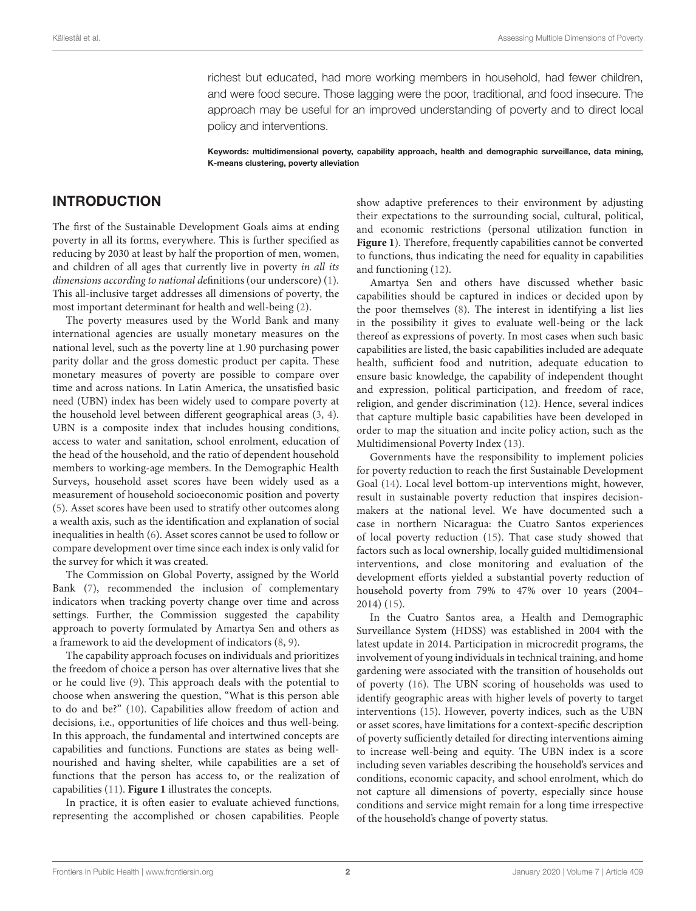richest but educated, had more working members in household, had fewer children, and were food secure. Those lagging were the poor, traditional, and food insecure. The approach may be useful for an improved understanding of poverty and to direct local policy and interventions.

**Keywords: multidimensional poverty, capability approach, health and demographic surveillance, data mining, K-means clustering, poverty alleviation**

## INTRODUCTION

The first of the Sustainable Development Goals aims at ending poverty in all its forms, everywhere. This is further specified as reducing by 2030 at least by half the proportion of men, women, and children of all ages that currently live in poverty *in all its dimensions according to national de*finitions (our underscore) (1). This all-inclusive target addresses all dimensions of poverty, the most important determinant for health and well-being (2).

The poverty measures used by the World Bank and many international agencies are usually monetary measures on the national level, such as the poverty line at 1.90 purchasing power parity dollar and the gross domestic product per capita. These monetary measures of poverty are possible to compare over time and across nations. In Latin America, the unsatisfied basic need (UBN) index has been widely used to compare poverty at the household level between different geographical areas (3, 4). UBN is a composite index that includes housing conditions, access to water and sanitation, school enrolment, education of the head of the household, and the ratio of dependent household members to working-age members. In the Demographic Health Surveys, household asset scores have been widely used as a measurement of household socioeconomic position and poverty (5). Asset scores have been used to stratify other outcomes along a wealth axis, such as the identification and explanation of social inequalities in health (6). Asset scores cannot be used to follow or compare development over time since each index is only valid for the survey for which it was created.

The Commission on Global Poverty, assigned by the World Bank (7), recommended the inclusion of complementary indicators when tracking poverty change over time and across settings. Further, the Commission suggested the capability approach to poverty formulated by Amartya Sen and others as a framework to aid the development of indicators (8, 9).

The capability approach focuses on individuals and prioritizes the freedom of choice a person has over alternative lives that she or he could live (9). This approach deals with the potential to choose when answering the question, "What is this person able to do and be?" (10). Capabilities allow freedom of action and decisions, i.e., opportunities of life choices and thus well-being. In this approach, the fundamental and intertwined concepts are capabilities and functions. Functions are states as being well-nourished and having shelter, while capabilities are a set of functions that the person has access to, or the realization of capabilities (11). **Figure 1** illustrates the concepts.

In practice, it is often easier to evaluate achieved functions, representing the accomplished or chosen capabilities. People show adaptive preferences to their environment by adjusting their expectations to the surrounding social, cultural, political, and economic restrictions (personal utilization function in **Figure 1**). Therefore, frequently capabilities cannot be converted to functions, thus indicating the need for equality in capabilities and functioning (12).

Amartya Sen and others have discussed whether basic capabilities should be captured in indices or decided upon by the poor themselves (8). The interest in identifying a list lies in the possibility it gives to evaluate well-being or the lack thereof as expressions of poverty. In most cases when such basic capabilities are listed, the basic capabilities included are adequate health, sufficient food and nutrition, adequate education to ensure basic knowledge, the capability of independent thought and expression, political participation, and freedom of race, religion, and gender discrimination (12). Hence, several indices that capture multiple basic capabilities have been developed in order to map the situation and incite policy action, such as the Multidimensional Poverty Index (13).

Governments have the responsibility to implement policies for poverty reduction to reach the first Sustainable Development Goal (14). Local level bottom-up interventions might, however, result in sustainable poverty reduction that inspires decision-makers at the national level. We have documented such a case in northern Nicaragua: the Cuatro Santos experiences of local poverty reduction (15). That case study showed that factors such as local ownership, locally guided multidimensional interventions, and close monitoring and evaluation of the development efforts yielded a substantial poverty reduction of household poverty from 79% to 47% over 10 years (2004–2014) (15).

In the Cuatro Santos area, a Health and Demographic Surveillance System (HDSS) was established in 2004 with the latest update in 2014. Participation in microcredit programs, the involvement of young individuals in technical training, and home gardening were associated with the transition of households out of poverty (16). The UBN scoring of households was used to identify geographic areas with higher levels of poverty to target interventions (15). However, poverty indices, such as the UBN or asset scores, have limitations for a context-specific description of poverty sufficiently detailed for directing interventions aiming to increase well-being and equity. The UBN index is a score including seven variables describing the household's services and conditions, economic capacity, and school enrolment, which do not capture all dimensions of poverty, especially since house conditions and service might remain for a long time irrespective of the household's change of poverty status.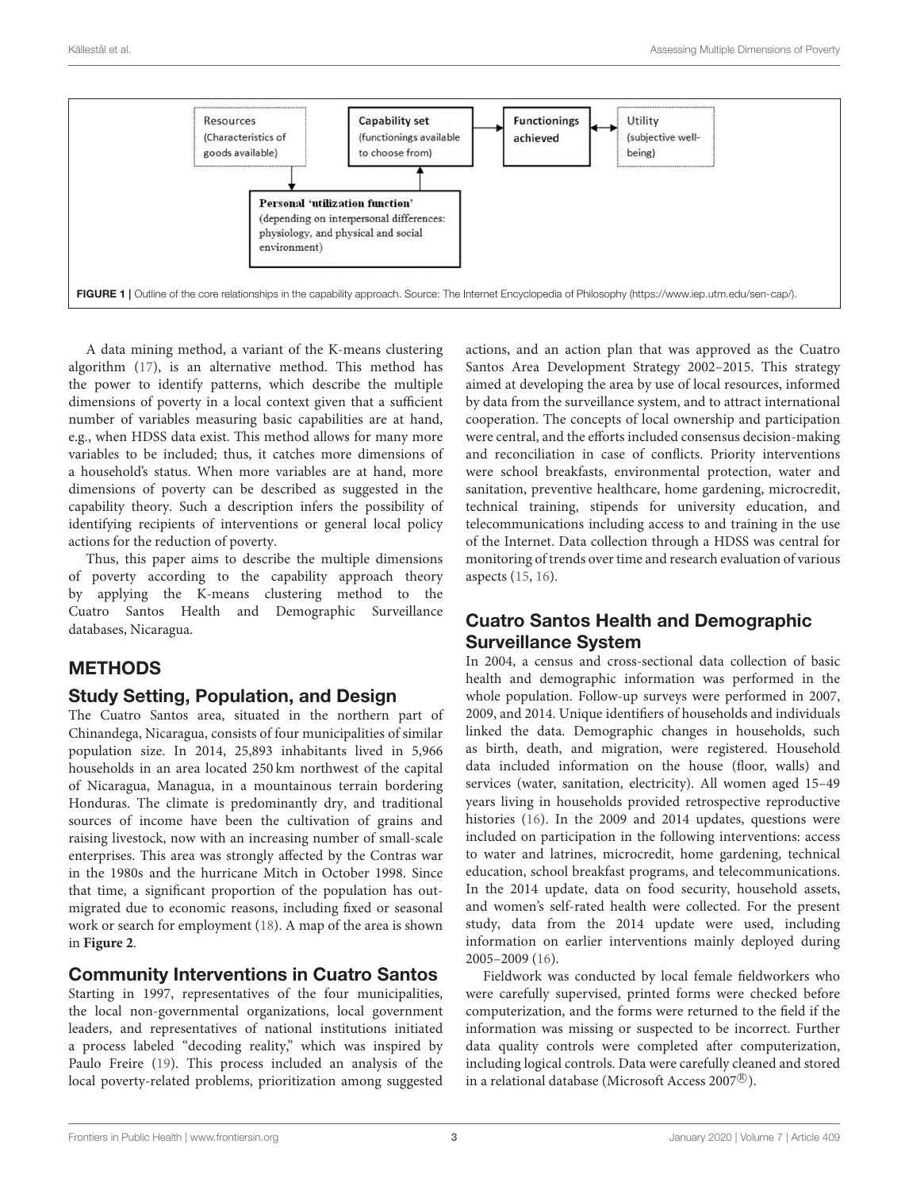Resources
(Characteristics of goods available)

Capability set
(functionings available to choose from)

Functionings achieved

Utility
(subjective well-being)

Personal 'utilization function'
(depending on interpersonal differences: physiology, and physical and social environment)

**FIGURE 1** | Outline of the core relationships in the capability approach. Source: The Internet Encyclopedia of Philosophy (https://www.iep.utm.edu/sen-cap/).

A data mining method, a variant of the K-means clustering algorithm (17), is an alternative method. This method has the power to identify patterns, which describe the multiple dimensions of poverty in a local context given that a sufficient number of variables measuring basic capabilities are at hand, e.g., when HDSS data exist. This method allows for many more variables to be included; thus, it catches more dimensions of a household's status. When more variables are at hand, more dimensions of poverty can be described as suggested in the capability theory. Such a description infers the possibility of identifying recipients of interventions or general local policy actions for the reduction of poverty.

Thus, this paper aims to describe the multiple dimensions of poverty according to the capability approach theory by applying the K-means clustering method to the Cuatro Santos Health and Demographic Surveillance databases, Nicaragua.

# METHODS

## Study Setting, Population, and Design

The Cuatro Santos area, situated in the northern part of Chinandega, Nicaragua, consists of four municipalities of similar population size. In 2014, 25,893 inhabitants lived in 5,966 households in an area located 250 km northwest of the capital of Nicaragua, Managua, in a mountainous terrain bordering Honduras. The climate is predominantly dry, and traditional sources of income have been the cultivation of grains and raising livestock, now with an increasing number of small-scale enterprises. This area was strongly affected by the Contras war in the 1980s and the hurricane Mitch in October 1998. Since that time, a significant proportion of the population has out-migrated due to economic reasons, including fixed or seasonal work or search for employment (18). A map of the area is shown in **Figure 2**.

## Community Interventions in Cuatro Santos

Starting in 1997, representatives of the four municipalities, the local non-governmental organizations, local government leaders, and representatives of national institutions initiated a process labeled "decoding reality," which was inspired by Paulo Freire (19). This process included an analysis of the local poverty-related problems, prioritization among suggested actions, and an action plan that was approved as the Cuatro Santos Area Development Strategy 2002–2015. This strategy aimed at developing the area by use of local resources, informed by data from the surveillance system, and to attract international cooperation. The concepts of local ownership and participation were central, and the efforts included consensus decision-making and reconciliation in case of conflicts. Priority interventions were school breakfasts, environmental protection, water and sanitation, preventive healthcare, home gardening, microcredit, technical training, stipends for university education, and telecommunications including access to and training in the use of the Internet. Data collection through a HDSS was central for monitoring of trends over time and research evaluation of various aspects (15, 16).

## Cuatro Santos Health and Demographic Surveillance System

In 2004, a census and cross-sectional data collection of basic health and demographic information was performed in the whole population. Follow-up surveys were performed in 2007, 2009, and 2014. Unique identifiers of households and individuals linked the data. Demographic changes in households, such as birth, death, and migration, were registered. Household data included information on the house (floor, walls) and services (water, sanitation, electricity). All women aged 15–49 years living in households provided retrospective reproductive histories (16). In the 2009 and 2014 updates, questions were included on participation in the following interventions: access to water and latrines, microcredit, home gardening, technical education, school breakfast programs, and telecommunications. In the 2014 update, data on food security, household assets, and women's self-rated health were collected. For the present study, data from the 2014 update were used, including information on earlier interventions mainly deployed during 2005–2009 (16).

Fieldwork was conducted by local female fieldworkers who were carefully supervised, printed forms were checked before computerization, and the forms were returned to the field if the information was missing or suspected to be incorrect. Further data quality controls were completed after computerization, including logical controls. Data were carefully cleaned and stored in a relational database (Microsoft Access 2007®).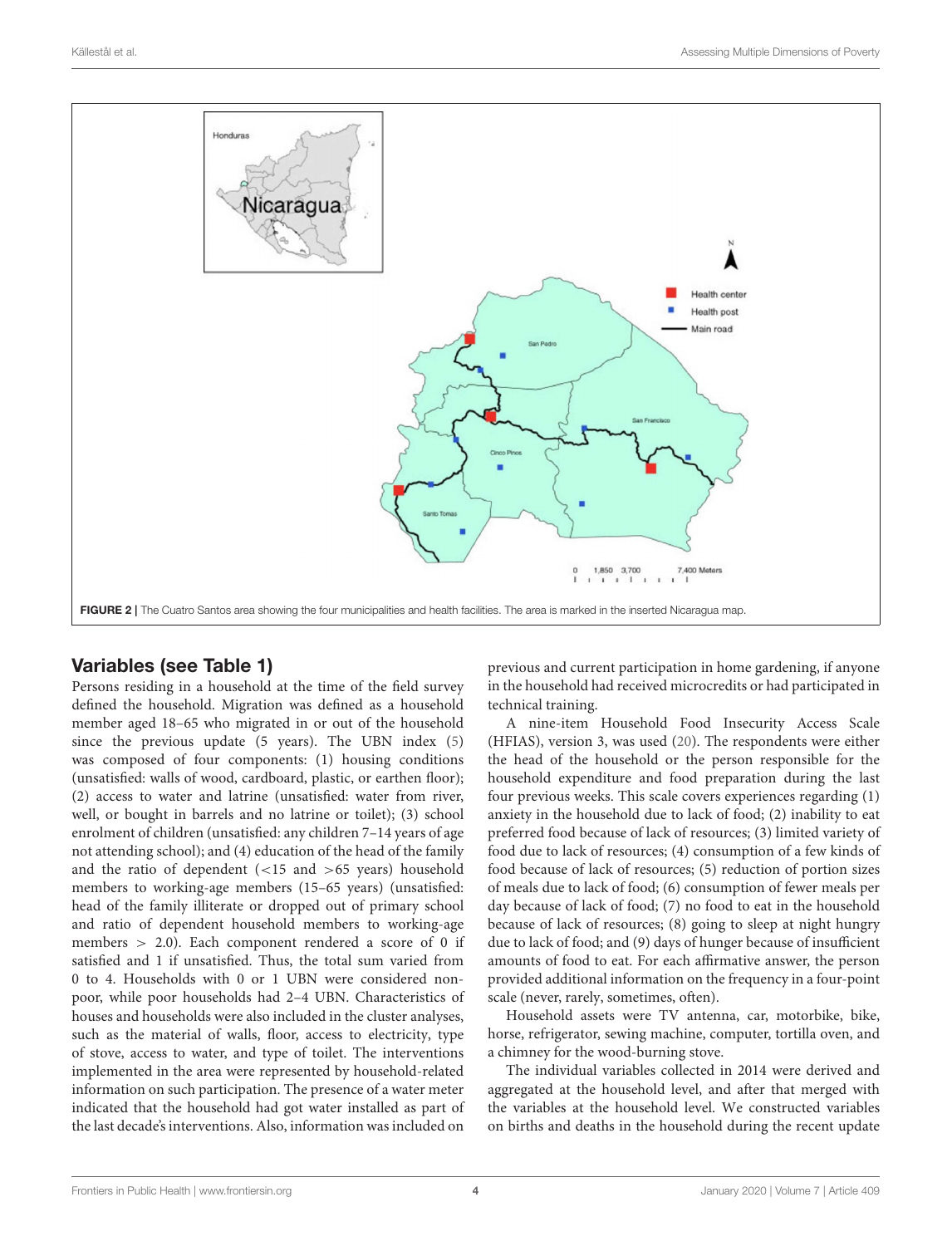FIGURE 2 | The Cuatro Santos area showing the four municipalities and health facilities. The area is marked in the inserted Nicaragua map.

## Variables (see Table 1)

Persons residing in a household at the time of the field survey defined the household. Migration was defined as a household member aged 18–65 who migrated in or out of the household since the previous update (5 years). The UBN index (5) was composed of four components: (1) housing conditions (unsatisfied: walls of wood, cardboard, plastic, or earthen floor); (2) access to water and latrine (unsatisfied: water from river, well, or bought in barrels and no latrine or toilet); (3) school enrolment of children (unsatisfied: any children 7–14 years of age not attending school); and (4) education of the head of the family and the ratio of dependent (<15 and >65 years) household members to working-age members (15–65 years) (unsatisfied: head of the family illiterate or dropped out of primary school and ratio of dependent household members to working-age members > 2.0). Each component rendered a score of 0 if satisfied and 1 if unsatisfied. Thus, the total sum varied from 0 to 4. Households with 0 or 1 UBN were considered non-poor, while poor households had 2–4 UBN. Characteristics of houses and households were also included in the cluster analyses, such as the material of walls, floor, access to electricity, type of stove, access to water, and type of toilet. The interventions implemented in the area were represented by household-related information on such participation. The presence of a water meter indicated that the household had got water installed as part of the last decade's interventions. Also, information was included on previous and current participation in home gardening, if anyone in the household had received microcredits or had participated in technical training.

A nine-item Household Food Insecurity Access Scale (HFIAS), version 3, was used (20). The respondents were either the head of the household or the person responsible for the household expenditure and food preparation during the last four previous weeks. This scale covers experiences regarding (1) anxiety in the household due to lack of food; (2) inability to eat preferred food because of lack of resources; (3) limited variety of food due to lack of resources; (4) consumption of a few kinds of food because of lack of resources; (5) reduction of portion sizes of meals due to lack of food; (6) consumption of fewer meals per day because of lack of food; (7) no food to eat in the household because of lack of resources; (8) going to sleep at night hungry due to lack of food; and (9) days of hunger because of insufficient amounts of food to eat. For each affirmative answer, the person provided additional information on the frequency in a four-point scale (never, rarely, sometimes, often).

Household assets were TV antenna, car, motorbike, bike, horse, refrigerator, sewing machine, computer, tortilla oven, and a chimney for the wood-burning stove.

The individual variables collected in 2014 were derived and aggregated at the household level, and after that merged with the variables at the household level. We constructed variables on births and deaths in the household during the recent update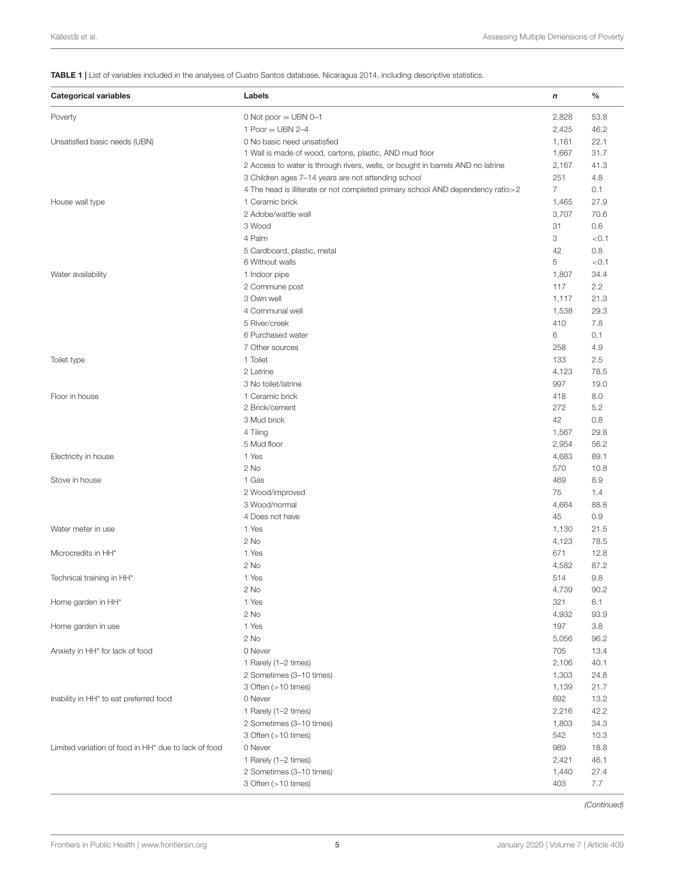**TABLE 1 |** List of variables included in the analyses of Cuatro Santos database, Nicaragua 2014, including descriptive statistics.

| Categorical variables | Labels | *n* | % |
|---|---|---|---|
| Poverty | 0 Not poor = UBN 0–1 | 2,828 | 53.8 |
| | 1 Poor = UBN 2–4 | 2,425 | 46.2 |
| Unsatisfied basic needs (UBN) | 0 No basic need unsatisfied | 1,161 | 22.1 |
| | 1 Wall is made of wood, cartons, plastic, AND mud floor | 1,667 | 31.7 |
| | 2 Access to water is through rivers, wells, or bought in barrels AND no latrine | 2,167 | 41.3 |
| | 3 Children ages 7–14 years are not attending school | 251 | 4.8 |
| | 4 The head is illiterate or not completed primary school AND dependency ratio>2 | 7 | 0.1 |
| House wall type | 1 Ceramic brick | 1,465 | 27.9 |
| | 2 Adobe/wattle wall | 3,707 | 70.6 |
| | 3 Wood | 31 | 0.6 |
| | 4 Palm | 3 | <0.1 |
| | 5 Cardboard, plastic, metal | 42 | 0.8 |
| | 6 Without walls | 5 | <0.1 |
| Water availability | 1 Indoor pipe | 1,807 | 34.4 |
| | 2 Commune post | 117 | 2.2 |
| | 3 Own well | 1,117 | 21.3 |
| | 4 Communal well | 1,538 | 29.3 |
| | 5 River/creek | 410 | 7.8 |
| | 6 Purchased water | 6 | 0.1 |
| | 7 Other sources | 258 | 4.9 |
| Toilet type | 1 Toilet | 133 | 2.5 |
| | 2 Latrine | 4,123 | 78.5 |
| | 3 No toilet/latrine | 997 | 19.0 |
| Floor in house | 1 Ceramic brick | 418 | 8.0 |
| | 2 Brick/cement | 272 | 5.2 |
| | 3 Mud brick | 42 | 0.8 |
| | 4 Tiling | 1,567 | 29.8 |
| | 5 Mud floor | 2,954 | 56.2 |
| Electricity in house | 1 Yes | 4,683 | 89.1 |
| | 2 No | 570 | 10.8 |
| Stove in house | 1 Gas | 469 | 8.9 |
| | 2 Wood/improved | 75 | 1.4 |
| | 3 Wood/normal | 4,664 | 88.8 |
| | 4 Does not have | 45 | 0.9 |
| Water meter in use | 1 Yes | 1,130 | 21.5 |
| | 2 No | 4,123 | 78.5 |
| Microcredits in HH* | 1 Yes | 671 | 12.8 |
| | 2 No | 4,582 | 87.2 |
| Technical training in HH* | 1 Yes | 514 | 9.8 |
| | 2 No | 4,739 | 90.2 |
| Home garden in HH* | 1 Yes | 321 | 6.1 |
| | 2 No | 4,932 | 93.9 |
| Home garden in use | 1 Yes | 197 | 3.8 |
| | 2 No | 5,056 | 96.2 |
| Anxiety in HH* for lack of food | 0 Never | 705 | 13.4 |
| | 1 Rarely (1–2 times) | 2,106 | 40.1 |
| | 2 Sometimes (3–10 times) | 1,303 | 24.8 |
| | 3 Often (>10 times) | 1,139 | 21.7 |
| Inability in HH* to eat preferred food | 0 Never | 692 | 13.2 |
| | 1 Rarely (1–2 times) | 2,216 | 42.2 |
| | 2 Sometimes (3–10 times) | 1,803 | 34.3 |
| | 3 Often (>10 times) | 542 | 10.3 |
| Limited variation of food in HH* due to lack of food | 0 Never | 989 | 18.8 |
| | 1 Rarely (1–2 times) | 2,421 | 46.1 |
| | 2 Sometimes (3–10 times) | 1,440 | 27.4 |
| | 3 Often (>10 times) | 403 | 7.7 |

*(Continued)*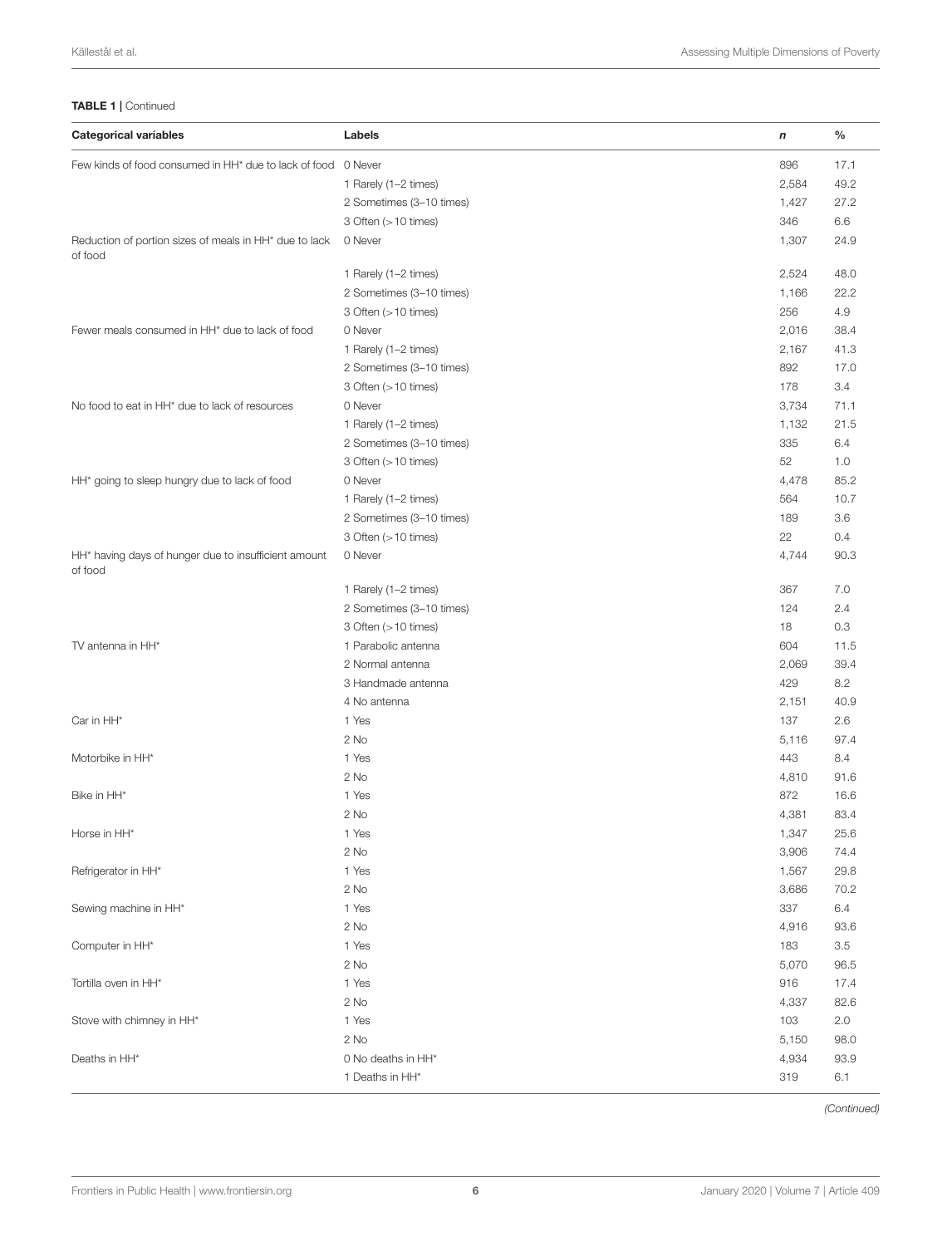**TABLE 1 |** Continued

| Categorical variables | Labels | *n* | % |
|---|---|---|---|
| Few kinds of food consumed in HH* due to lack of food | 0 Never | 896 | 17.1 |
| | 1 Rarely (1–2 times) | 2,584 | 49.2 |
| | 2 Sometimes (3–10 times) | 1,427 | 27.2 |
| | 3 Often (>10 times) | 346 | 6.6 |
| Reduction of portion sizes of meals in HH* due to lack of food | 0 Never | 1,307 | 24.9 |
| | 1 Rarely (1–2 times) | 2,524 | 48.0 |
| | 2 Sometimes (3–10 times) | 1,166 | 22.2 |
| | 3 Often (>10 times) | 256 | 4.9 |
| Fewer meals consumed in HH* due to lack of food | 0 Never | 2,016 | 38.4 |
| | 1 Rarely (1–2 times) | 2,167 | 41.3 |
| | 2 Sometimes (3–10 times) | 892 | 17.0 |
| | 3 Often (>10 times) | 178 | 3.4 |
| No food to eat in HH* due to lack of resources | 0 Never | 3,734 | 71.1 |
| | 1 Rarely (1–2 times) | 1,132 | 21.5 |
| | 2 Sometimes (3–10 times) | 335 | 6.4 |
| | 3 Often (>10 times) | 52 | 1.0 |
| HH* going to sleep hungry due to lack of food | 0 Never | 4,478 | 85.2 |
| | 1 Rarely (1–2 times) | 564 | 10.7 |
| | 2 Sometimes (3–10 times) | 189 | 3.6 |
| | 3 Often (>10 times) | 22 | 0.4 |
| HH* having days of hunger due to insufficient amount of food | 0 Never | 4,744 | 90.3 |
| | 1 Rarely (1–2 times) | 367 | 7.0 |
| | 2 Sometimes (3–10 times) | 124 | 2.4 |
| | 3 Often (>10 times) | 18 | 0.3 |
| TV antenna in HH* | 1 Parabolic antenna | 604 | 11.5 |
| | 2 Normal antenna | 2,069 | 39.4 |
| | 3 Handmade antenna | 429 | 8.2 |
| | 4 No antenna | 2,151 | 40.9 |
| Car in HH* | 1 Yes | 137 | 2.6 |
| | 2 No | 5,116 | 97.4 |
| Motorbike in HH* | 1 Yes | 443 | 8.4 |
| | 2 No | 4,810 | 91.6 |
| Bike in HH* | 1 Yes | 872 | 16.6 |
| | 2 No | 4,381 | 83.4 |
| Horse in HH* | 1 Yes | 1,347 | 25.6 |
| | 2 No | 3,906 | 74.4 |
| Refrigerator in HH* | 1 Yes | 1,567 | 29.8 |
| | 2 No | 3,686 | 70.2 |
| Sewing machine in HH* | 1 Yes | 337 | 6.4 |
| | 2 No | 4,916 | 93.6 |
| Computer in HH* | 1 Yes | 183 | 3.5 |
| | 2 No | 5,070 | 96.5 |
| Tortilla oven in HH* | 1 Yes | 916 | 17.4 |
| | 2 No | 4,337 | 82.6 |
| Stove with chimney in HH* | 1 Yes | 103 | 2.0 |
| | 2 No | 5,150 | 98.0 |
| Deaths in HH* | 0 No deaths in HH* | 4,934 | 93.9 |
| | 1 Deaths in HH* | 319 | 6.1 |

*(Continued)*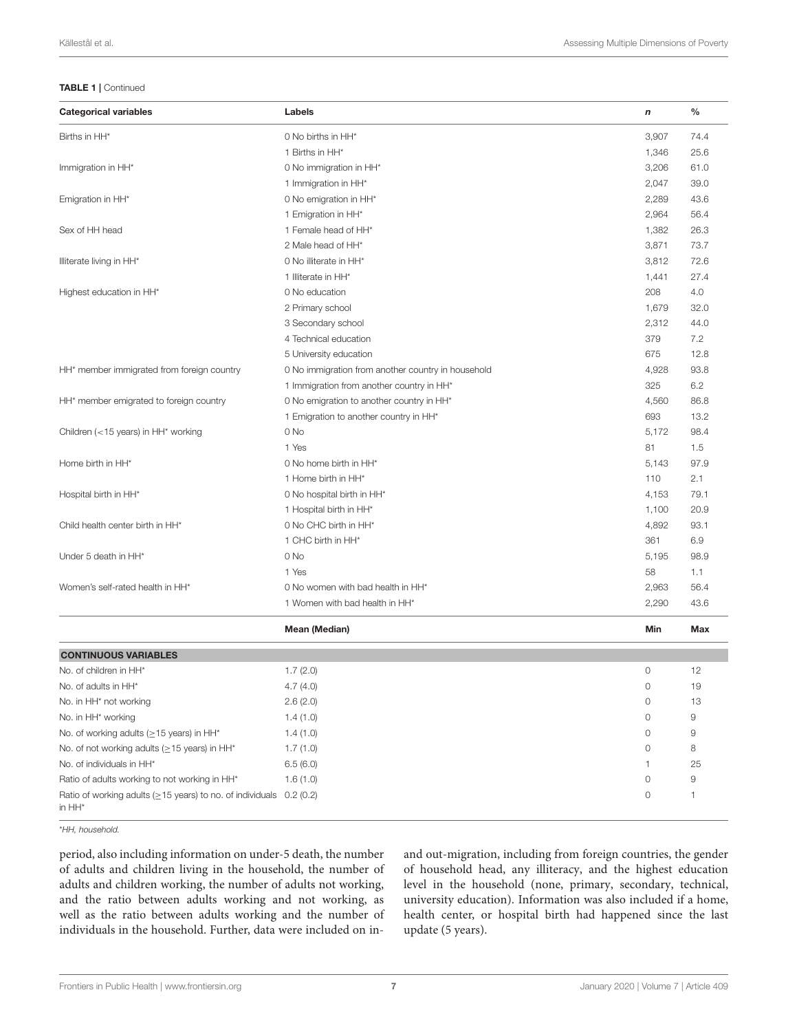**TABLE 1 |** Continued

| Categorical variables | Labels | n | % |
|---|---|---|---|
| Births in HH* | 0 No births in HH* | 3,907 | 74.4 |
| | 1 Births in HH* | 1,346 | 25.6 |
| Immigration in HH* | 0 No immigration in HH* | 3,206 | 61.0 |
| | 1 Immigration in HH* | 2,047 | 39.0 |
| Emigration in HH* | 0 No emigration in HH* | 2,289 | 43.6 |
| | 1 Emigration in HH* | 2,964 | 56.4 |
| Sex of HH head | 1 Female head of HH* | 1,382 | 26.3 |
| | 2 Male head of HH* | 3,871 | 73.7 |
| Illiterate living in HH* | 0 No illiterate in HH* | 3,812 | 72.6 |
| | 1 Illiterate in HH* | 1,441 | 27.4 |
| Highest education in HH* | 0 No education | 208 | 4.0 |
| | 2 Primary school | 1,679 | 32.0 |
| | 3 Secondary school | 2,312 | 44.0 |
| | 4 Technical education | 379 | 7.2 |
| | 5 University education | 675 | 12.8 |
| HH* member immigrated from foreign country | 0 No immigration from another country in household | 4,928 | 93.8 |
| | 1 Immigration from another country in HH* | 325 | 6.2 |
| HH* member emigrated to foreign country | 0 No emigration to another country in HH* | 4,560 | 86.8 |
| | 1 Emigration to another country in HH* | 693 | 13.2 |
| Children (<15 years) in HH* working | 0 No | 5,172 | 98.4 |
| | 1 Yes | 81 | 1.5 |
| Home birth in HH* | 0 No home birth in HH* | 5,143 | 97.9 |
| | 1 Home birth in HH* | 110 | 2.1 |
| Hospital birth in HH* | 0 No hospital birth in HH* | 4,153 | 79.1 |
| | 1 Hospital birth in HH* | 1,100 | 20.9 |
| Child health center birth in HH* | 0 No CHC birth in HH* | 4,892 | 93.1 |
| | 1 CHC birth in HH* | 361 | 6.9 |
| Under 5 death in HH* | 0 No | 5,195 | 98.9 |
| | 1 Yes | 58 | 1.1 |
| Women's self-rated health in HH* | 0 No women with bad health in HH* | 2,963 | 56.4 |
| | 1 Women with bad health in HH* | 2,290 | 43.6 |
| | **Mean (Median)** | **Min** | **Max** |
| **CONTINUOUS VARIABLES** | | | |
| No. of children in HH* | 1.7 (2.0) | 0 | 12 |
| No. of adults in HH* | 4.7 (4.0) | 0 | 19 |
| No. in HH* not working | 2.6 (2.0) | 0 | 13 |
| No. in HH* working | 1.4 (1.0) | 0 | 9 |
| No. of working adults (≥15 years) in HH* | 1.4 (1.0) | 0 | 9 |
| No. of not working adults (≥15 years) in HH* | 1.7 (1.0) | 0 | 8 |
| No. of individuals in HH* | 6.5 (6.0) | 1 | 25 |
| Ratio of adults working to not working in HH* | 1.6 (1.0) | 0 | 9 |
| Ratio of working adults (≥15 years) to no. of individuals in HH* | 0.2 (0.2) | 0 | 1 |

*HH, household.

period, also including information on under-5 death, the number of adults and children living in the household, the number of adults and children working, the number of adults not working, and the ratio between adults working and not working, as well as the ratio between adults working and the number of individuals in the household. Further, data were included on in- and out-migration, including from foreign countries, the gender of household head, any illiteracy, and the highest education level in the household (none, primary, secondary, technical, university education). Information was also included if a home, health center, or hospital birth had happened since the last update (5 years).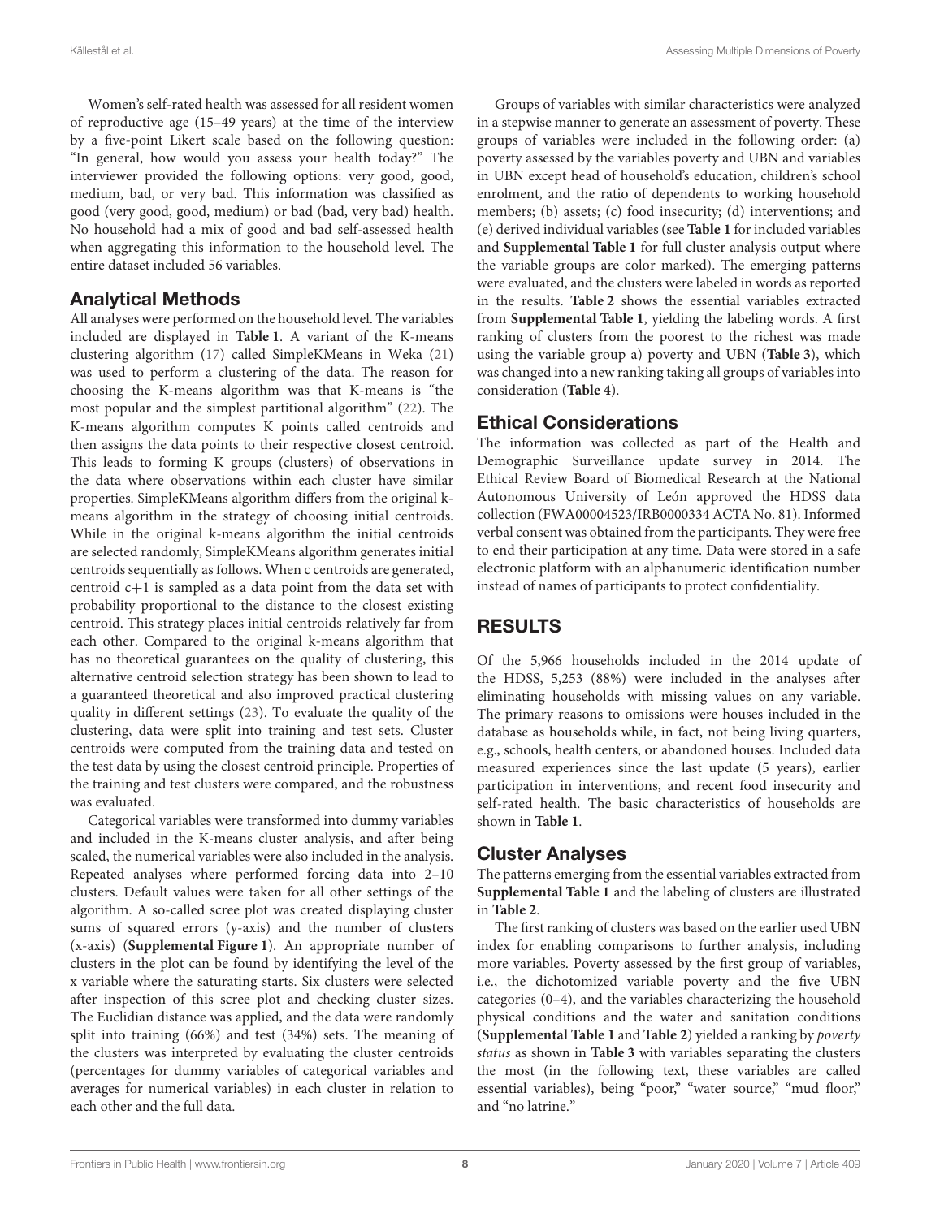Women's self-rated health was assessed for all resident women of reproductive age (15–49 years) at the time of the interview by a five-point Likert scale based on the following question: "In general, how would you assess your health today?" The interviewer provided the following options: very good, good, medium, bad, or very bad. This information was classified as good (very good, good, medium) or bad (bad, very bad) health. No household had a mix of good and bad self-assessed health when aggregating this information to the household level. The entire dataset included 56 variables.

## Analytical Methods

All analyses were performed on the household level. The variables included are displayed in **Table 1**. A variant of the K-means clustering algorithm (17) called SimpleKMeans in Weka (21) was used to perform a clustering of the data. The reason for choosing the K-means algorithm was that K-means is "the most popular and the simplest partitional algorithm" (22). The K-means algorithm computes K points called centroids and then assigns the data points to their respective closest centroid. This leads to forming K groups (clusters) of observations in the data where observations within each cluster have similar properties. SimpleKMeans algorithm differs from the original k-means algorithm in the strategy of choosing initial centroids. While in the original k-means algorithm the initial centroids are selected randomly, SimpleKMeans algorithm generates initial centroids sequentially as follows. When c centroids are generated, centroid c+1 is sampled as a data point from the data set with probability proportional to the distance to the closest existing centroid. This strategy places initial centroids relatively far from each other. Compared to the original k-means algorithm that has no theoretical guarantees on the quality of clustering, this alternative centroid selection strategy has been shown to lead to a guaranteed theoretical and also improved practical clustering quality in different settings (23). To evaluate the quality of the clustering, data were split into training and test sets. Cluster centroids were computed from the training data and tested on the test data by using the closest centroid principle. Properties of the training and test clusters were compared, and the robustness was evaluated.

Categorical variables were transformed into dummy variables and included in the K-means cluster analysis, and after being scaled, the numerical variables were also included in the analysis. Repeated analyses where performed forcing data into 2–10 clusters. Default values were taken for all other settings of the algorithm. A so-called scree plot was created displaying cluster sums of squared errors (y-axis) and the number of clusters (x-axis) (**Supplemental Figure 1**). An appropriate number of clusters in the plot can be found by identifying the level of the x variable where the saturating starts. Six clusters were selected after inspection of this scree plot and checking cluster sizes. The Euclidian distance was applied, and the data were randomly split into training (66%) and test (34%) sets. The meaning of the clusters was interpreted by evaluating the cluster centroids (percentages for dummy variables of categorical variables and averages for numerical variables) in each cluster in relation to each other and the full data.

Groups of variables with similar characteristics were analyzed in a stepwise manner to generate an assessment of poverty. These groups of variables were included in the following order: (a) poverty assessed by the variables poverty and UBN and variables in UBN except head of household's education, children's school enrolment, and the ratio of dependents to working household members; (b) assets; (c) food insecurity; (d) interventions; and (e) derived individual variables (see **Table 1** for included variables and **Supplemental Table 1** for full cluster analysis output where the variable groups are color marked). The emerging patterns were evaluated, and the clusters were labeled in words as reported in the results. **Table 2** shows the essential variables extracted from **Supplemental Table 1**, yielding the labeling words. A first ranking of clusters from the poorest to the richest was made using the variable group a) poverty and UBN (**Table 3**), which was changed into a new ranking taking all groups of variables into consideration (**Table 4**).

## Ethical Considerations

The information was collected as part of the Health and Demographic Surveillance update survey in 2014. The Ethical Review Board of Biomedical Research at the National Autonomous University of León approved the HDSS data collection (FWA00004523/IRB0000334 ACTA No. 81). Informed verbal consent was obtained from the participants. They were free to end their participation at any time. Data were stored in a safe electronic platform with an alphanumeric identification number instead of names of participants to protect confidentiality.

# RESULTS

Of the 5,966 households included in the 2014 update of the HDSS, 5,253 (88%) were included in the analyses after eliminating households with missing values on any variable. The primary reasons to omissions were houses included in the database as households while, in fact, not being living quarters, e.g., schools, health centers, or abandoned houses. Included data measured experiences since the last update (5 years), earlier participation in interventions, and recent food insecurity and self-rated health. The basic characteristics of households are shown in **Table 1**.

## Cluster Analyses

The patterns emerging from the essential variables extracted from **Supplemental Table 1** and the labeling of clusters are illustrated in **Table 2**.

The first ranking of clusters was based on the earlier used UBN index for enabling comparisons to further analysis, including more variables. Poverty assessed by the first group of variables, i.e., the dichotomized variable poverty and the five UBN categories (0–4), and the variables characterizing the household physical conditions and the water and sanitation conditions (**Supplemental Table 1** and **Table 2**) yielded a ranking by *poverty status* as shown in **Table 3** with variables separating the clusters the most (in the following text, these variables are called essential variables), being "poor," "water source," "mud floor," and "no latrine."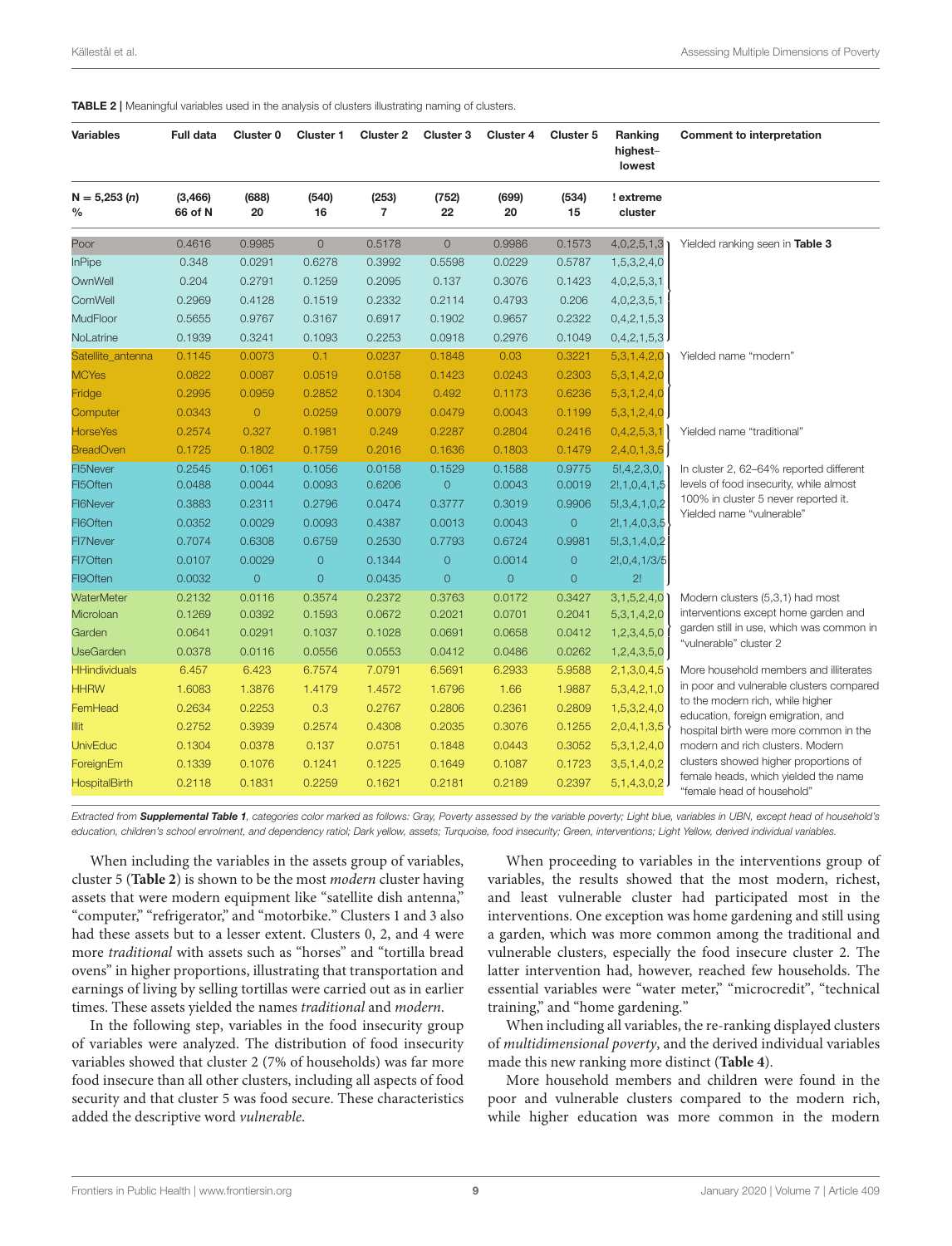**TABLE 2 |** Meaningful variables used in the analysis of clusters illustrating naming of clusters.

| Variables | Full data | Cluster 0 | Cluster 1 | Cluster 2 | Cluster 3 | Cluster 4 | Cluster 5 | Ranking highest–lowest | Comment to interpretation |
|---|---|---|---|---|---|---|---|---|---|
| N = 5,253 (*n*) % | (3,466) 66 of N | (688) 20 | (540) 16 | (253) 7 | (752) 22 | (699) 20 | (534) 15 | ! extreme cluster | |
| Poor | 0.4616 | 0.9985 | 0 | 0.5178 | 0 | 0.9986 | 0.1573 | 4,0,2,5,1,3 | Yielded ranking seen in **Table 3** |
| InPipe | 0.348 | 0.0291 | 0.6278 | 0.3992 | 0.5598 | 0.0229 | 0.5787 | 1,5,3,2,4,0 | |
| OwnWell | 0.204 | 0.2791 | 0.1259 | 0.2095 | 0.137 | 0.3076 | 0.1423 | 4,0,2,5,3,1 | |
| ComWell | 0.2969 | 0.4128 | 0.1519 | 0.2332 | 0.2114 | 0.4793 | 0.206 | 4,0,2,3,5,1 | |
| MudFloor | 0.5655 | 0.9767 | 0.3167 | 0.6917 | 0.1902 | 0.9657 | 0.2322 | 0,4,2,1,5,3 | |
| NoLatrine | 0.1939 | 0.3241 | 0.1093 | 0.2253 | 0.0918 | 0.2976 | 0.1049 | 0,4,2,1,5,3 | |
| Satellite_antenna | 0.1145 | 0.0073 | 0.1 | 0.0237 | 0.1848 | 0.03 | 0.3221 | 5,3,1,4,2,0 | Yielded name "modern" |
| MCYes | 0.0822 | 0.0087 | 0.0519 | 0.0158 | 0.1423 | 0.0243 | 0.2303 | 5,3,1,4,2,0 | |
| Fridge | 0.2995 | 0.0959 | 0.2852 | 0.1304 | 0.492 | 0.1173 | 0.6236 | 5,3,1,2,4,0 | |
| Computer | 0.0343 | 0 | 0.0259 | 0.0079 | 0.0479 | 0.0043 | 0.1199 | 5,3,1,2,4,0 | |
| HorseYes | 0.2574 | 0.327 | 0.1981 | 0.249 | 0.2287 | 0.2804 | 0.2416 | 0,4,2,5,3,1 | Yielded name "traditional" |
| BreadOven | 0.1725 | 0.1802 | 0.1759 | 0.2016 | 0.1636 | 0.1803 | 0.1479 | 2,4,0,1,3,5 | |
| FI5Never | 0.2545 | 0.1061 | 0.1056 | 0.0158 | 0.1529 | 0.1588 | 0.9775 | 5!,4,2,3,0, | In cluster 2, 62–64% reported different levels of food insecurity, while almost 100% in cluster 5 never reported it. Yielded name "vulnerable" |
| FI5Often | 0.0488 | 0.0044 | 0.0093 | 0.6206 | 0 | 0.0043 | 0.0019 | 2!,1,0,4,1,5 | |
| FI6Never | 0.3883 | 0.2311 | 0.2796 | 0.0474 | 0.3777 | 0.3019 | 0.9906 | 5!,3,4,1,0,2 | |
| FI6Often | 0.0352 | 0.0029 | 0.0093 | 0.4387 | 0.0013 | 0.0043 | 0 | 2!,1,4,0,3,5 | |
| FI7Never | 0.7074 | 0.6308 | 0.6759 | 0.2530 | 0.7793 | 0.6724 | 0.9981 | 5!,3,1,4,0,2 | |
| FI7Often | 0.0107 | 0.0029 | 0 | 0.1344 | 0 | 0.0014 | 0 | 2!,0,4,1/3/5 | |
| FI9Often | 0.0032 | 0 | 0 | 0.0435 | 0 | 0 | 0 | 2! | |
| WaterMeter | 0.2132 | 0.0116 | 0.3574 | 0.2372 | 0.3763 | 0.0172 | 0.3427 | 3,1,5,2,4,0 | Modern clusters (5,3,1) had most interventions except home garden and garden still in use, which was common in "vulnerable" cluster 2 |
| Microloan | 0.1269 | 0.0392 | 0.1593 | 0.0672 | 0.2021 | 0.0701 | 0.2041 | 5,3,1,4,2,0 | |
| Garden | 0.0641 | 0.0291 | 0.1037 | 0.1028 | 0.0691 | 0.0658 | 0.0412 | 1,2,3,4,5,0 | |
| UseGarden | 0.0378 | 0.0116 | 0.0556 | 0.0553 | 0.0412 | 0.0486 | 0.0262 | 1,2,4,3,5,0 | |
| HHindividuals | 6.457 | 6.423 | 6.7574 | 7.0791 | 6.5691 | 6.2933 | 5.9588 | 2,1,3,0,4,5 | More household members and illiterates in poor and vulnerable clusters compared to the modern rich, while higher education, foreign emigration, and hospital birth were more common in the modern and rich clusters. Modern clusters showed higher proportions of female heads, which yielded the name "female head of household" |
| HHRW | 1.6083 | 1.3876 | 1.4179 | 1.4572 | 1.6796 | 1.66 | 1.9887 | 5,3,4,2,1,0 | |
| FemHead | 0.2634 | 0.2253 | 0.3 | 0.2767 | 0.2806 | 0.2361 | 0.2809 | 1,5,3,2,4,0 | |
| Illit | 0.2752 | 0.3939 | 0.2574 | 0.4308 | 0.2035 | 0.3076 | 0.1255 | 2,0,4,1,3,5 | |
| UnivEduc | 0.1304 | 0.0378 | 0.137 | 0.0751 | 0.1848 | 0.0443 | 0.3052 | 5,3,1,2,4,0 | |
| ForeignEm | 0.1339 | 0.1076 | 0.1241 | 0.1225 | 0.1649 | 0.1087 | 0.1723 | 3,5,1,4,0,2 | |
| HospitalBirth | 0.2118 | 0.1831 | 0.2259 | 0.1621 | 0.2181 | 0.2189 | 0.2397 | 5,1,4,3,0,2 | |

*Extracted from **Supplemental Table 1**, categories color marked as follows: Gray, Poverty assessed by the variable poverty; Light blue, variables in UBN, except head of household's education, children's school enrolment, and dependency ratio; Dark yellow, assets; Turquoise, food insecurity; Green, interventions; Light Yellow, derived individual variables.*

When including the variables in the assets group of variables, cluster 5 (**Table 2**) is shown to be the most *modern* cluster having assets that were modern equipment like "satellite dish antenna," "computer," "refrigerator," and "motorbike." Clusters 1 and 3 also had these assets but to a lesser extent. Clusters 0, 2, and 4 were more *traditional* with assets such as "horses" and "tortilla bread ovens" in higher proportions, illustrating that transportation and earnings of living by selling tortillas were carried out as in earlier times. These assets yielded the names *traditional* and *modern*.

In the following step, variables in the food insecurity group of variables were analyzed. The distribution of food insecurity variables showed that cluster 2 (7% of households) was far more food insecure than all other clusters, including all aspects of food security and that cluster 5 was food secure. These characteristics added the descriptive word *vulnerable*.

When proceeding to variables in the interventions group of variables, the results showed that the most modern, richest, and least vulnerable cluster had participated most in the interventions. One exception was home gardening and still using a garden, which was more common among the traditional and vulnerable clusters, especially the food insecure cluster 2. The latter intervention had, however, reached few households. The essential variables were "water meter," "microcredit", "technical training," and "home gardening."

When including all variables, the re-ranking displayed clusters of *multidimensional poverty*, and the derived individual variables made this new ranking more distinct (**Table 4**).

More household members and children were found in the poor and vulnerable clusters compared to the modern rich, while higher education was more common in the modern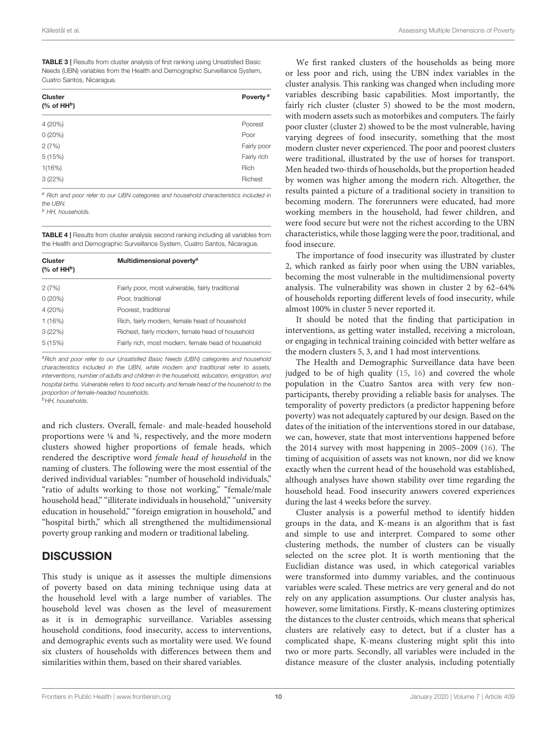**TABLE 3 |** Results from cluster analysis of first ranking using Unsatisfied Basic Needs (UBN) variables from the Health and Demographic Surveillance System, Cuatro Santos, Nicaragua.

| Cluster (% of HH[b]) | Poverty[a] |
|---|---|
| 4 (20%) | Poorest |
| 0 (20%) | Poor |
| 2 (7%) | Fairly poor |
| 5 (15%) | Fairly rich |
| 1(16%) | Rich |
| 3 (22%) | Richest |

[a] Rich and poor refer to our UBN categories and household characteristics included in the UBN.
[b] HH, households.

**TABLE 4 |** Results from cluster analysis second ranking including all variables from the Health and Demographic Surveillance System, Cuatro Santos, Nicaragua.

| Cluster (% of HH[b]) | Multidimensional poverty[a] |
|---|---|
| 2 (7%) | Fairly poor, most vulnerable, fairly traditional |
| 0 (20%) | Poor, traditional |
| 4 (20%) | Poorest, traditional |
| 1 (16%) | Rich, fairly modern, female head of household |
| 3 (22%) | Richest, fairly modern, female head of household |
| 5 (15%) | Fairly rich, most modern, female head of household |

[a] Rich and poor refer to our Unsatisfied Basic Needs (UBN) categories and household characteristics included in the UBN, while modern and traditional refer to assets, interventions, number of adults and children in the household, education, emigration, and hospital births. Vulnerable refers to food security and female head of the household to the proportion of female-headed households.
[b] HH, households.

and rich clusters. Overall, female- and male-headed household proportions were ¼ and ¾, respectively, and the more modern clusters showed higher proportions of female heads, which rendered the descriptive word *female head of household* in the naming of clusters. The following were the most essential of the derived individual variables: "number of household individuals," "ratio of adults working to those not working," "female/male household head," "illiterate individuals in household," "university education in household," "foreign emigration in household," and "hospital birth," which all strengthened the multidimensional poverty group ranking and modern or traditional labeling.

## DISCUSSION

This study is unique as it assesses the multiple dimensions of poverty based on data mining technique using data at the household level with a large number of variables. The household level was chosen as the level of measurement as it is in demographic surveillance. Variables assessing household conditions, food insecurity, access to interventions, and demographic events such as mortality were used. We found six clusters of households with differences between them and similarities within them, based on their shared variables.

We first ranked clusters of the households as being more or less poor and rich, using the UBN index variables in the cluster analysis. This ranking was changed when including more variables describing basic capabilities. Most importantly, the fairly rich cluster (cluster 5) showed to be the most modern, with modern assets such as motorbikes and computers. The fairly poor cluster (cluster 2) showed to be the most vulnerable, having varying degrees of food insecurity, something that the most modern cluster never experienced. The poor and poorest clusters were traditional, illustrated by the use of horses for transport. Men headed two-thirds of households, but the proportion headed by women was higher among the modern rich. Altogether, the results painted a picture of a traditional society in transition to becoming modern. The forerunners were educated, had more working members in the household, had fewer children, and were food secure but were not the richest according to the UBN characteristics, while those lagging were the poor, traditional, and food insecure.

The importance of food insecurity was illustrated by cluster 2, which ranked as fairly poor when using the UBN variables, becoming the most vulnerable in the multidimensional poverty analysis. The vulnerability was shown in cluster 2 by 62–64% of households reporting different levels of food insecurity, while almost 100% in cluster 5 never reported it.

It should be noted that the finding that participation in interventions, as getting water installed, receiving a microloan, or engaging in technical training coincided with better welfare as the modern clusters 5, 3, and 1 had most interventions.

The Health and Demographic Surveillance data have been judged to be of high quality (15, 16) and covered the whole population in the Cuatro Santos area with very few non-participants, thereby providing a reliable basis for analyses. The temporality of poverty predictors (a predictor happening before poverty) was not adequately captured by our design. Based on the dates of the initiation of the interventions stored in our database, we can, however, state that most interventions happened before the 2014 survey with most happening in 2005–2009 (16). The timing of acquisition of assets was not known, nor did we know exactly when the current head of the household was established, although analyses have shown stability over time regarding the household head. Food insecurity answers covered experiences during the last 4 weeks before the survey.

Cluster analysis is a powerful method to identify hidden groups in the data, and K-means is an algorithm that is fast and simple to use and interpret. Compared to some other clustering methods, the number of clusters can be visually selected on the scree plot. It is worth mentioning that the Euclidian distance was used, in which categorical variables were transformed into dummy variables, and the continuous variables were scaled. These metrics are very general and do not rely on any application assumptions. Our cluster analysis has, however, some limitations. Firstly, K-means clustering optimizes the distances to the cluster centroids, which means that spherical clusters are relatively easy to detect, but if a cluster has a complicated shape, K-means clustering might split this into two or more parts. Secondly, all variables were included in the distance measure of the cluster analysis, including potentially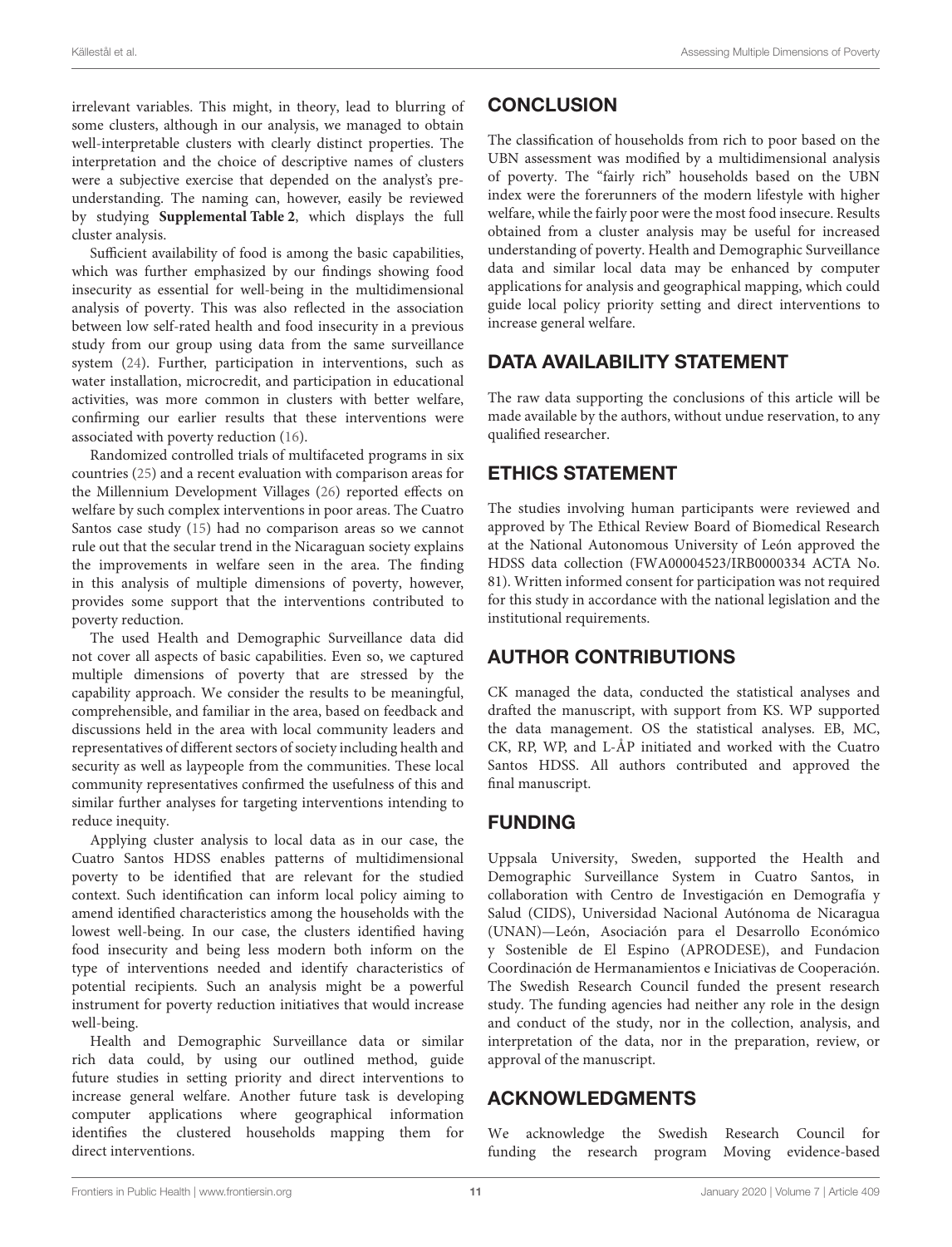irrelevant variables. This might, in theory, lead to blurring of some clusters, although in our analysis, we managed to obtain well-interpretable clusters with clearly distinct properties. The interpretation and the choice of descriptive names of clusters were a subjective exercise that depended on the analyst's pre-understanding. The naming can, however, easily be reviewed by studying **Supplemental Table 2**, which displays the full cluster analysis.

Sufficient availability of food is among the basic capabilities, which was further emphasized by our findings showing food insecurity as essential for well-being in the multidimensional analysis of poverty. This was also reflected in the association between low self-rated health and food insecurity in a previous study from our group using data from the same surveillance system (24). Further, participation in interventions, such as water installation, microcredit, and participation in educational activities, was more common in clusters with better welfare, confirming our earlier results that these interventions were associated with poverty reduction (16).

Randomized controlled trials of multifaceted programs in six countries (25) and a recent evaluation with comparison areas for the Millennium Development Villages (26) reported effects on welfare by such complex interventions in poor areas. The Cuatro Santos case study (15) had no comparison areas so we cannot rule out that the secular trend in the Nicaraguan society explains the improvements in welfare seen in the area. The finding in this analysis of multiple dimensions of poverty, however, provides some support that the interventions contributed to poverty reduction.

The used Health and Demographic Surveillance data did not cover all aspects of basic capabilities. Even so, we captured multiple dimensions of poverty that are stressed by the capability approach. We consider the results to be meaningful, comprehensible, and familiar in the area, based on feedback and discussions held in the area with local community leaders and representatives of different sectors of society including health and security as well as laypeople from the communities. These local community representatives confirmed the usefulness of this and similar further analyses for targeting interventions intending to reduce inequity.

Applying cluster analysis to local data as in our case, the Cuatro Santos HDSS enables patterns of multidimensional poverty to be identified that are relevant for the studied context. Such identification can inform local policy aiming to amend identified characteristics among the households with the lowest well-being. In our case, the clusters identified having food insecurity and being less modern both inform on the type of interventions needed and identify characteristics of potential recipients. Such an analysis might be a powerful instrument for poverty reduction initiatives that would increase well-being.

Health and Demographic Surveillance data or similar rich data could, by using our outlined method, guide future studies in setting priority and direct interventions to increase general welfare. Another future task is developing computer applications where geographical information identifies the clustered households mapping them for direct interventions.

## CONCLUSION

The classification of households from rich to poor based on the UBN assessment was modified by a multidimensional analysis of poverty. The "fairly rich" households based on the UBN index were the forerunners of the modern lifestyle with higher welfare, while the fairly poor were the most food insecure. Results obtained from a cluster analysis may be useful for increased understanding of poverty. Health and Demographic Surveillance data and similar local data may be enhanced by computer applications for analysis and geographical mapping, which could guide local policy priority setting and direct interventions to increase general welfare.

## DATA AVAILABILITY STATEMENT

The raw data supporting the conclusions of this article will be made available by the authors, without undue reservation, to any qualified researcher.

## ETHICS STATEMENT

The studies involving human participants were reviewed and approved by The Ethical Review Board of Biomedical Research at the National Autonomous University of León approved the HDSS data collection (FWA00004523/IRB0000334 ACTA No. 81). Written informed consent for participation was not required for this study in accordance with the national legislation and the institutional requirements.

## AUTHOR CONTRIBUTIONS

CK managed the data, conducted the statistical analyses and drafted the manuscript, with support from KS. WP supported the data management. OS the statistical analyses. EB, MC, CK, RP, WP, and L-ÅP initiated and worked with the Cuatro Santos HDSS. All authors contributed and approved the final manuscript.

## FUNDING

Uppsala University, Sweden, supported the Health and Demographic Surveillance System in Cuatro Santos, in collaboration with Centro de Investigación en Demografía y Salud (CIDS), Universidad Nacional Autónoma de Nicaragua (UNAN)—León, Asociación para el Desarrollo Económico y Sostenible de El Espino (APRODESE), and Fundacion Coordinación de Hermanamientos e Iniciativas de Cooperación. The Swedish Research Council funded the present research study. The funding agencies had neither any role in the design and conduct of the study, nor in the collection, analysis, and interpretation of the data, nor in the preparation, review, or approval of the manuscript.

## ACKNOWLEDGMENTS

We acknowledge the Swedish Research Council for funding the research program Moving evidence-based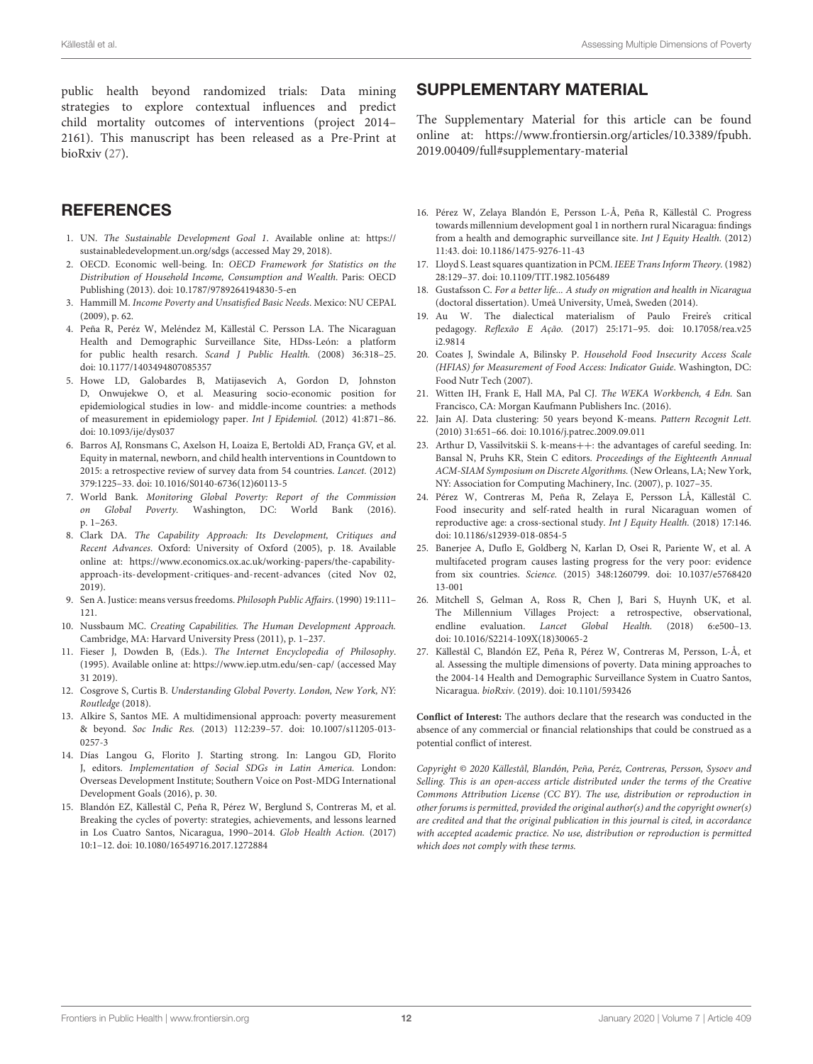public health beyond randomized trials: Data mining strategies to explore contextual influences and predict child mortality outcomes of interventions (project 2014–2161). This manuscript has been released as a Pre-Print at bioRxiv (27).

## SUPPLEMENTARY MATERIAL

The Supplementary Material for this article can be found online at: https://www.frontiersin.org/articles/10.3389/fpubh.2019.00409/full#supplementary-material

## REFERENCES

1. UN. *The Sustainable Development Goal 1*. Available online at: https://sustainabledevelopment.un.org/sdgs (accessed May 29, 2018).
2. OECD. Economic well-being. In: *OECD Framework for Statistics on the Distribution of Household Income, Consumption and Wealth*. Paris: OECD Publishing (2013). doi: 10.1787/9789264194830-5-en
3. Hammill M. *Income Poverty and Unsatisfied Basic Needs*. Mexico: NU CEPAL (2009), p. 62.
4. Peña R, Peréz W, Meléndez M, Källestål C. Persson LA. The Nicaraguan Health and Demographic Surveillance Site, HDss-León: a platform for public health resarch. *Scand J Public Health.* (2008) 36:318–25. doi: 10.1177/1403494807085357
5. Howe LD, Galobardes B, Matijasevich A, Gordon D, Johnston D, Onwujekwe O, et al. Measuring socio-economic position for epidemiological studies in low- and middle-income countries: a methods of measurement in epidemiology paper. *Int J Epidemiol.* (2012) 41:871–86. doi: 10.1093/ije/dys037
6. Barros AJ, Ronsmans C, Axelson H, Loaiza E, Bertoldi AD, França GV, et al. Equity in maternal, newborn, and child health interventions in Countdown to 2015: a retrospective review of survey data from 54 countries. *Lancet.* (2012) 379:1225–33. doi: 10.1016/S0140-6736(12)60113-5
7. World Bank. *Monitoring Global Poverty: Report of the Commission on Global Poverty*. Washington, DC: World Bank (2016). p. 1–263.
8. Clark DA. *The Capability Approach: Its Development, Critiques and Recent Advances*. Oxford: University of Oxford (2005), p. 18. Available online at: https://www.economics.ox.ac.uk/working-papers/the-capability-approach-its-development-critiques-and-recent-advances (cited Nov 02, 2019).
9. Sen A. Justice: means versus freedoms. *Philosoph Public Affairs*. (1990) 19:111–121.
10. Nussbaum MC. *Creating Capabilities. The Human Development Approach.* Cambridge, MA: Harvard University Press (2011), p. 1–237.
11. Fieser J, Dowden B, (Eds.). *The Internet Encyclopedia of Philosophy*. (1995). Available online at: https://www.iep.utm.edu/sen-cap/ (accessed May 31 2019).
12. Cosgrove S, Curtis B. *Understanding Global Poverty. London, New York, NY: Routledge* (2018).
13. Alkire S, Santos ME. A multidimensional approach: poverty measurement & beyond. *Soc Indic Res.* (2013) 112:239–57. doi: 10.1007/s11205-013-0257-3
14. Días Langou G, Florito J. Starting strong. In: Langou GD, Florito J, editors. *Implementation of Social SDGs in Latin America.* London: Overseas Development Institute; Southern Voice on Post-MDG International Development Goals (2016), p. 30.
15. Blandón EZ, Källestål C, Peña R, Pérez W, Berglund S, Contreras M, et al. Breaking the cycles of poverty: strategies, achievements, and lessons learned in Los Cuatro Santos, Nicaragua, 1990–2014. *Glob Health Action.* (2017) 10:1–12. doi: 10.1080/16549716.2017.1272884
16. Pérez W, Zelaya Blandón E, Persson L-Å, Peña R, Källestål C. Progress towards millennium development goal 1 in northern rural Nicaragua: findings from a health and demographic surveillance site. *Int J Equity Health.* (2012) 11:43. doi: 10.1186/1475-9276-11-43
17. Lloyd S. Least squares quantization in PCM. *IEEE Trans Inform Theory.* (1982) 28:129–37. doi: 10.1109/TIT.1982.1056489
18. Gustafsson C. *For a better life... A study on migration and health in Nicaragua* (doctoral dissertation). Umeå University, Umeå, Sweden (2014).
19. Au W. The dialectical materialism of Paulo Freire's critical pedagogy. *Reflexão E Ação.* (2017) 25:171–95. doi: 10.17058/rea.v25i2.9814
20. Coates J, Swindale A, Bilinsky P. *Household Food Insecurity Access Scale (HFIAS) for Measurement of Food Access: Indicator Guide*. Washington, DC: Food Nutr Tech (2007).
21. Witten IH, Frank E, Hall MA, Pal CJ. *The WEKA Workbench, 4 Edn.* San Francisco, CA: Morgan Kaufmann Publishers Inc. (2016).
22. Jain AJ. Data clustering: 50 years beyond K-means. *Pattern Recognit Lett.* (2010) 31:651–66. doi: 10.1016/j.patrec.2009.09.011
23. Arthur D, Vassilvitskii S. k-means++: the advantages of careful seeding. In: Bansal N, Pruhs KR, Stein C editors. *Proceedings of the Eighteenth Annual ACM-SIAM Symposium on Discrete Algorithms.* (New Orleans, LA; New York, NY: Association for Computing Machinery, Inc. (2007), p. 1027–35.
24. Pérez W, Contreras M, Peña R, Zelaya E, Persson LÅ, Källestål C. Food insecurity and self-rated health in rural Nicaraguan women of reproductive age: a cross-sectional study. *Int J Equity Health.* (2018) 17:146. doi: 10.1186/s12939-018-0854-5
25. Banerjee A, Duflo E, Goldberg N, Karlan D, Osei R, Pariente W, et al. A multifaceted program causes lasting progress for the very poor: evidence from six countries. *Science.* (2015) 348:1260799. doi: 10.1037/e576842013-001
26. Mitchell S, Gelman A, Ross R, Chen J, Bari S, Huynh UK, et al. The Millennium Villages Project: a retrospective, observational, endline evaluation. *Lancet Global Health.* (2018) 6:e500–13. doi: 10.1016/S2214-109X(18)30065-2
27. Källestål C, Blandón EZ, Peña R, Pérez W, Contreras M, Persson, L-Å, et al. Assessing the multiple dimensions of poverty. Data mining approaches to the 2004-14 Health and Demographic Surveillance System in Cuatro Santos, Nicaragua. *bioRxiv.* (2019). doi: 10.1101/593426

**Conflict of Interest:** The authors declare that the research was conducted in the absence of any commercial or financial relationships that could be construed as a potential conflict of interest.

*Copyright © 2020 Källestål, Blandón, Peña, Peréz, Contreras, Persson, Sysoev and Selling. This is an open-access article distributed under the terms of the Creative Commons Attribution License (CC BY). The use, distribution or reproduction in other forums is permitted, provided the original author(s) and the copyright owner(s) are credited and that the original publication in this journal is cited, in accordance with accepted academic practice. No use, distribution or reproduction is permitted which does not comply with these terms.*